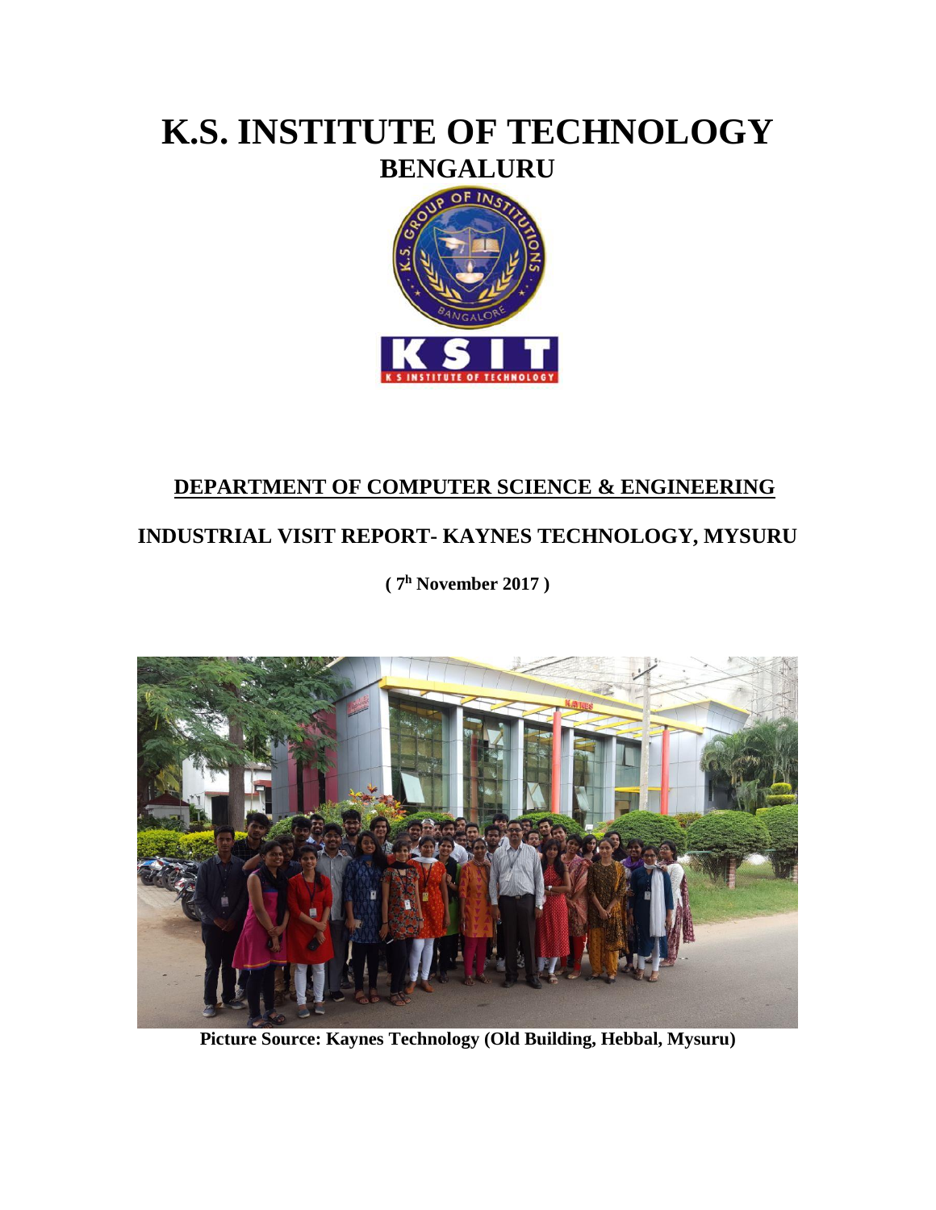# K.S. INSTITUTE OF TECHNOLOGY

## BENGALURU

## DEPARTMENT OF COMPUTER SCIENCE & ENGINEERING

## INDUSTRIAL VISIT REPORT- KAYNES TECHNOLOGY, MYSURU

**( 7h November 2017 )**

**Picture Source: Kaynes Technology (Old Building, Hebbal, Mysuru)**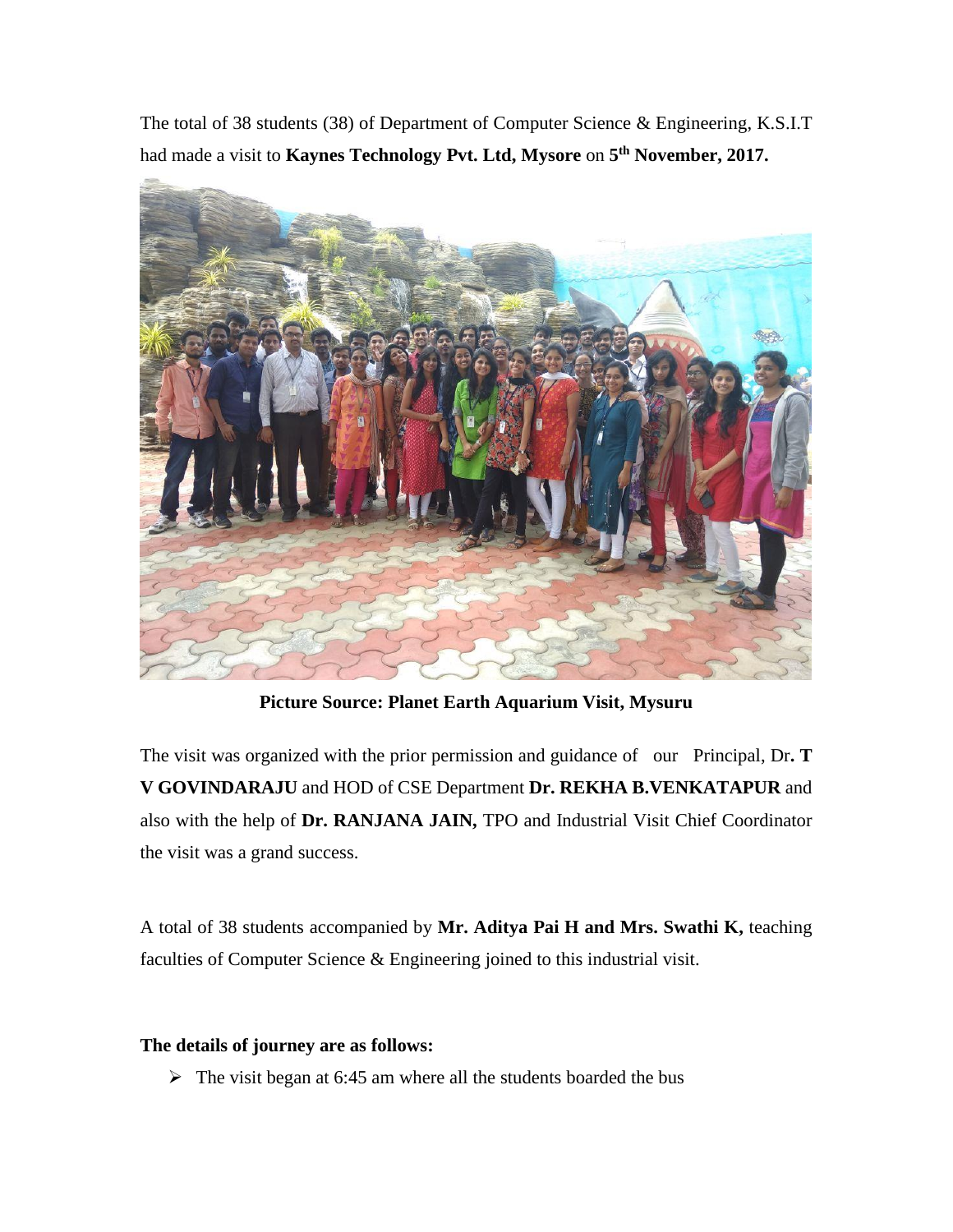The total of 38 students (38) of Department of Computer Science & Engineering, K.S.I.T had made a visit to **Kaynes Technology Pvt. Ltd, Mysore** on **5th November, 2017.**

**Picture Source: Planet Earth Aquarium Visit, Mysuru**

The visit was organized with the prior permission and guidance of our Principal, Dr**. T V GOVINDARAJU** and HOD of CSE Department **Dr. REKHA B.VENKATAPUR** and also with the help of **Dr. RANJANA JAIN,** TPO and Industrial Visit Chief Coordinator the visit was a grand success.

A total of 38 students accompanied by **Mr. Aditya Pai H and Mrs. Swathi K,** teaching faculties of Computer Science & Engineering joined to this industrial visit.

**The details of journey are as follows:**

- The visit began at 6:45 am where all the students boarded the bus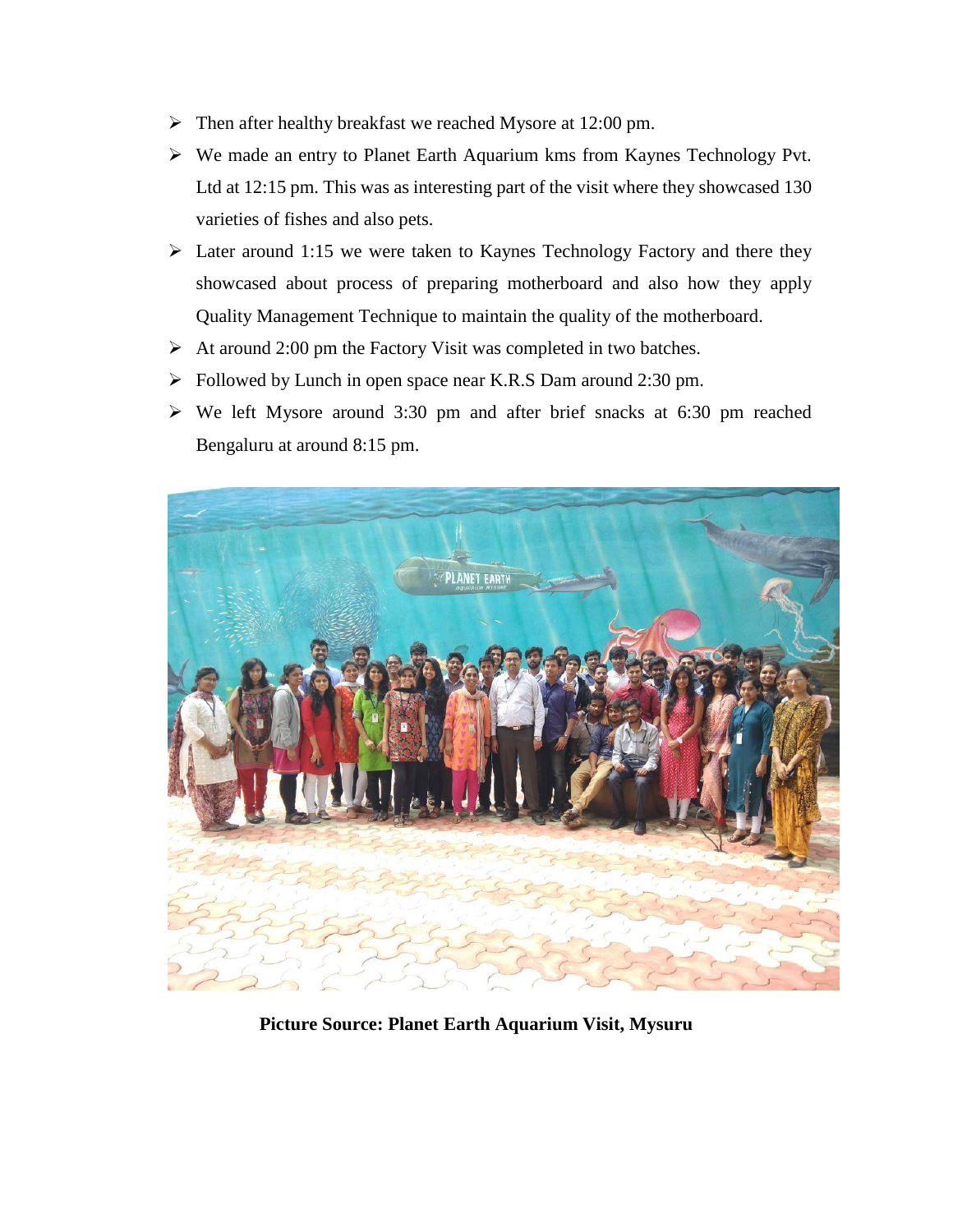- Then after healthy breakfast we reached Mysore at 12:00 pm.
- We made an entry to Planet Earth Aquarium kms from Kaynes Technology Pvt. Ltd at 12:15 pm. This was as interesting part of the visit where they showcased 130 varieties of fishes and also pets.
- Later around 1:15 we were taken to Kaynes Technology Factory and there they showcased about process of preparing motherboard and also how they apply Quality Management Technique to maintain the quality of the motherboard.
- At around 2:00 pm the Factory Visit was completed in two batches.
- Followed by Lunch in open space near K.R.S Dam around 2:30 pm.
- We left Mysore around 3:30 pm and after brief snacks at 6:30 pm reached Bengaluru at around 8:15 pm.

**Picture Source: Planet Earth Aquarium Visit, Mysuru**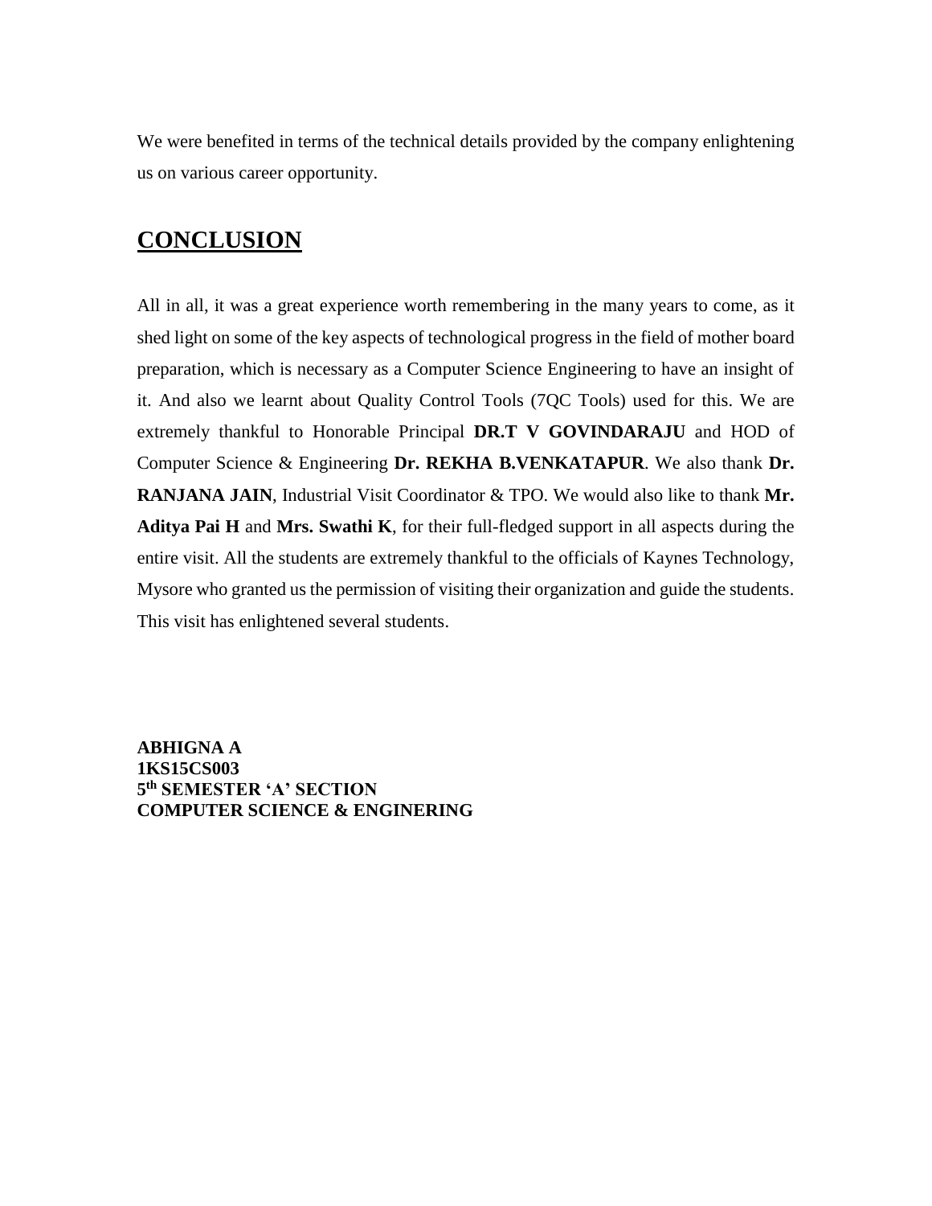We were benefited in terms of the technical details provided by the company enlightening us on various career opportunity.

## CONCLUSION

All in all, it was a great experience worth remembering in the many years to come, as it shed light on some of the key aspects of technological progress in the field of mother board preparation, which is necessary as a Computer Science Engineering to have an insight of it. And also we learnt about Quality Control Tools (7QC Tools) used for this. We are extremely thankful to Honorable Principal **DR.T V GOVINDARAJU** and HOD of Computer Science & Engineering **Dr. REKHA B.VENKATAPUR**. We also thank **Dr. RANJANA JAIN**, Industrial Visit Coordinator & TPO. We would also like to thank **Mr. Aditya Pai H** and **Mrs. Swathi K**, for their full-fledged support in all aspects during the entire visit. All the students are extremely thankful to the officials of Kaynes Technology, Mysore who granted us the permission of visiting their organization and guide the students. This visit has enlightened several students.

**ABHIGNA A**
**1KS15CS003**
**5th SEMESTER 'A' SECTION**
**COMPUTER SCIENCE & ENGINERING**